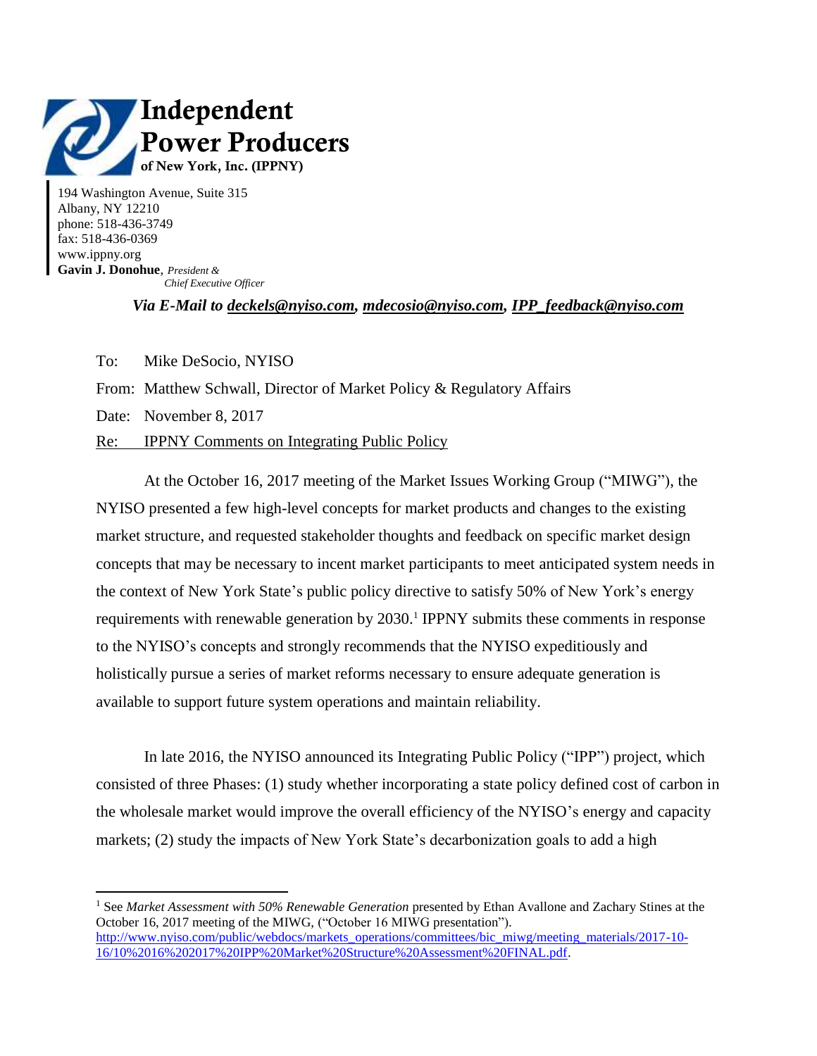# Independent Power Producers

**of New York, Inc. (IPPNY)**

194 Washington Avenue, Suite 315
Albany, NY 12210
phone: 518-436-3749
fax: 518-436-0369
www.ippny.org
**Gavin J. Donohue**, *President & Chief Executive Officer*

***Via E-Mail to deckels@nyiso.com, mdecosio@nyiso.com, IPP_feedback@nyiso.com***

To: Mike DeSocio, NYISO

From: Matthew Schwall, Director of Market Policy & Regulatory Affairs

Date: November 8, 2017

Re: IPPNY Comments on Integrating Public Policy

At the October 16, 2017 meeting of the Market Issues Working Group ("MIWG"), the NYISO presented a few high-level concepts for market products and changes to the existing market structure, and requested stakeholder thoughts and feedback on specific market design concepts that may be necessary to incent market participants to meet anticipated system needs in the context of New York State's public policy directive to satisfy 50% of New York's energy requirements with renewable generation by 2030.[1] IPPNY submits these comments in response to the NYISO's concepts and strongly recommends that the NYISO expeditiously and holistically pursue a series of market reforms necessary to ensure adequate generation is available to support future system operations and maintain reliability.

In late 2016, the NYISO announced its Integrating Public Policy ("IPP") project, which consisted of three Phases: (1) study whether incorporating a state policy defined cost of carbon in the wholesale market would improve the overall efficiency of the NYISO's energy and capacity markets; (2) study the impacts of New York State's decarbonization goals to add a high

---

[1] See *Market Assessment with 50% Renewable Generation* presented by Ethan Avallone and Zachary Stines at the October 16, 2017 meeting of the MIWG, ("October 16 MIWG presentation"). http://www.nyiso.com/public/webdocs/markets_operations/committees/bic_miwg/meeting_materials/2017-10-16/10%2016%202017%20IPP%20Market%20Structure%20Assessment%20FINAL.pdf.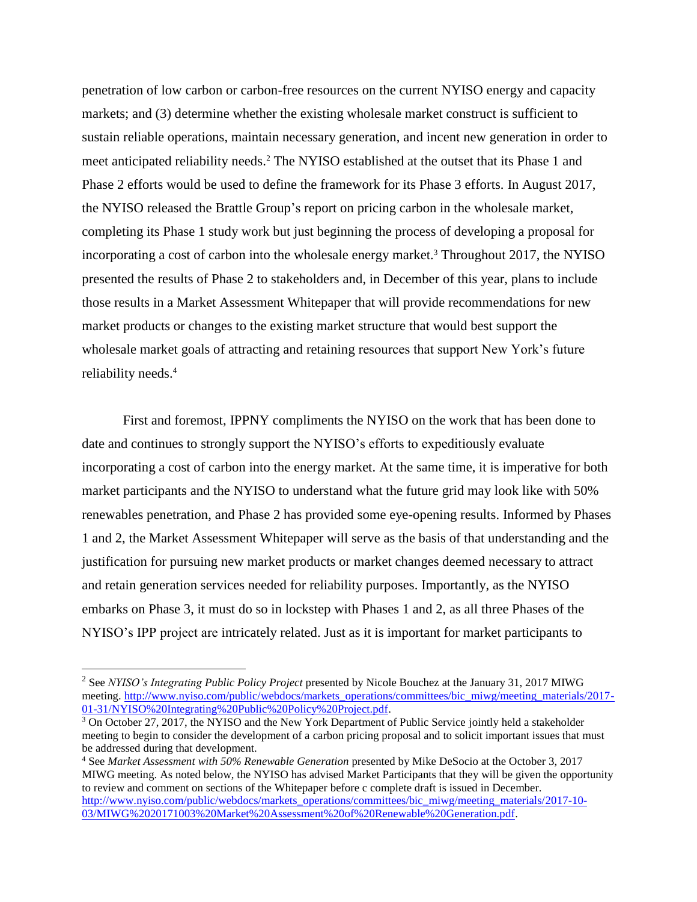penetration of low carbon or carbon-free resources on the current NYISO energy and capacity markets; and (3) determine whether the existing wholesale market construct is sufficient to sustain reliable operations, maintain necessary generation, and incent new generation in order to meet anticipated reliability needs.[2] The NYISO established at the outset that its Phase 1 and Phase 2 efforts would be used to define the framework for its Phase 3 efforts. In August 2017, the NYISO released the Brattle Group's report on pricing carbon in the wholesale market, completing its Phase 1 study work but just beginning the process of developing a proposal for incorporating a cost of carbon into the wholesale energy market.[3] Throughout 2017, the NYISO presented the results of Phase 2 to stakeholders and, in December of this year, plans to include those results in a Market Assessment Whitepaper that will provide recommendations for new market products or changes to the existing market structure that would best support the wholesale market goals of attracting and retaining resources that support New York's future reliability needs.[4]

First and foremost, IPPNY compliments the NYISO on the work that has been done to date and continues to strongly support the NYISO's efforts to expeditiously evaluate incorporating a cost of carbon into the energy market. At the same time, it is imperative for both market participants and the NYISO to understand what the future grid may look like with 50% renewables penetration, and Phase 2 has provided some eye-opening results. Informed by Phases 1 and 2, the Market Assessment Whitepaper will serve as the basis of that understanding and the justification for pursuing new market products or market changes deemed necessary to attract and retain generation services needed for reliability purposes. Importantly, as the NYISO embarks on Phase 3, it must do so in lockstep with Phases 1 and 2, as all three Phases of the NYISO's IPP project are intricately related. Just as it is important for market participants to

---

[2] See *NYISO's Integrating Public Policy Project* presented by Nicole Bouchez at the January 31, 2017 MIWG meeting. http://www.nyiso.com/public/webdocs/markets_operations/committees/bic_miwg/meeting_materials/2017-01-31/NYISO%20Integrating%20Public%20Policy%20Project.pdf.

[3] On October 27, 2017, the NYISO and the New York Department of Public Service jointly held a stakeholder meeting to begin to consider the development of a carbon pricing proposal and to solicit important issues that must be addressed during that development.

[4] See *Market Assessment with 50% Renewable Generation* presented by Mike DeSocio at the October 3, 2017 MIWG meeting. As noted below, the NYISO has advised Market Participants that they will be given the opportunity to review and comment on sections of the Whitepaper before c complete draft is issued in December. http://www.nyiso.com/public/webdocs/markets_operations/committees/bic_miwg/meeting_materials/2017-10-03/MIWG%2020171003%20Market%20Assessment%20of%20Renewable%20Generation.pdf.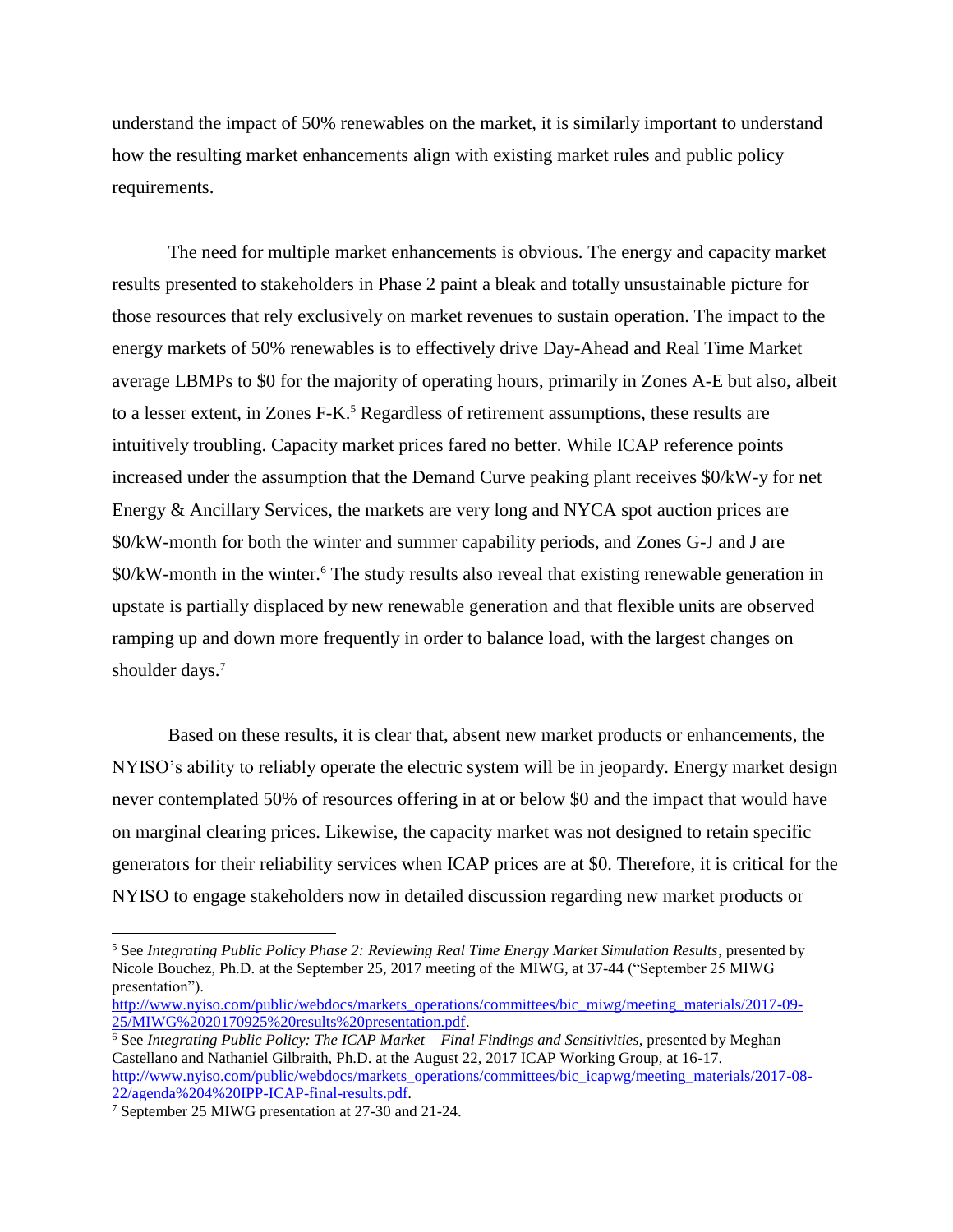understand the impact of 50% renewables on the market, it is similarly important to understand how the resulting market enhancements align with existing market rules and public policy requirements.

The need for multiple market enhancements is obvious. The energy and capacity market results presented to stakeholders in Phase 2 paint a bleak and totally unsustainable picture for those resources that rely exclusively on market revenues to sustain operation. The impact to the energy markets of 50% renewables is to effectively drive Day-Ahead and Real Time Market average LBMPs to $0 for the majority of operating hours, primarily in Zones A-E but also, albeit to a lesser extent, in Zones F-K.[5] Regardless of retirement assumptions, these results are intuitively troubling. Capacity market prices fared no better. While ICAP reference points increased under the assumption that the Demand Curve peaking plant receives $0/kW-y for net Energy & Ancillary Services, the markets are very long and NYCA spot auction prices are $0/kW-month for both the winter and summer capability periods, and Zones G-J and J are $0/kW-month in the winter.[6] The study results also reveal that existing renewable generation in upstate is partially displaced by new renewable generation and that flexible units are observed ramping up and down more frequently in order to balance load, with the largest changes on shoulder days.[7]

Based on these results, it is clear that, absent new market products or enhancements, the NYISO's ability to reliably operate the electric system will be in jeopardy. Energy market design never contemplated 50% of resources offering in at or below $0 and the impact that would have on marginal clearing prices. Likewise, the capacity market was not designed to retain specific generators for their reliability services when ICAP prices are at $0. Therefore, it is critical for the NYISO to engage stakeholders now in detailed discussion regarding new market products or

---

[5] See *Integrating Public Policy Phase 2: Reviewing Real Time Energy Market Simulation Results*, presented by Nicole Bouchez, Ph.D. at the September 25, 2017 meeting of the MIWG, at 37-44 ("September 25 MIWG presentation"). http://www.nyiso.com/public/webdocs/markets_operations/committees/bic_miwg/meeting_materials/2017-09-25/MIWG%2020170925%20results%20presentation.pdf.

[6] See *Integrating Public Policy: The ICAP Market – Final Findings and Sensitivities*, presented by Meghan Castellano and Nathaniel Gilbraith, Ph.D. at the August 22, 2017 ICAP Working Group, at 16-17. http://www.nyiso.com/public/webdocs/markets_operations/committees/bic_icapwg/meeting_materials/2017-08-22/agenda%204%20IPP-ICAP-final-results.pdf.

[7] September 25 MIWG presentation at 27-30 and 21-24.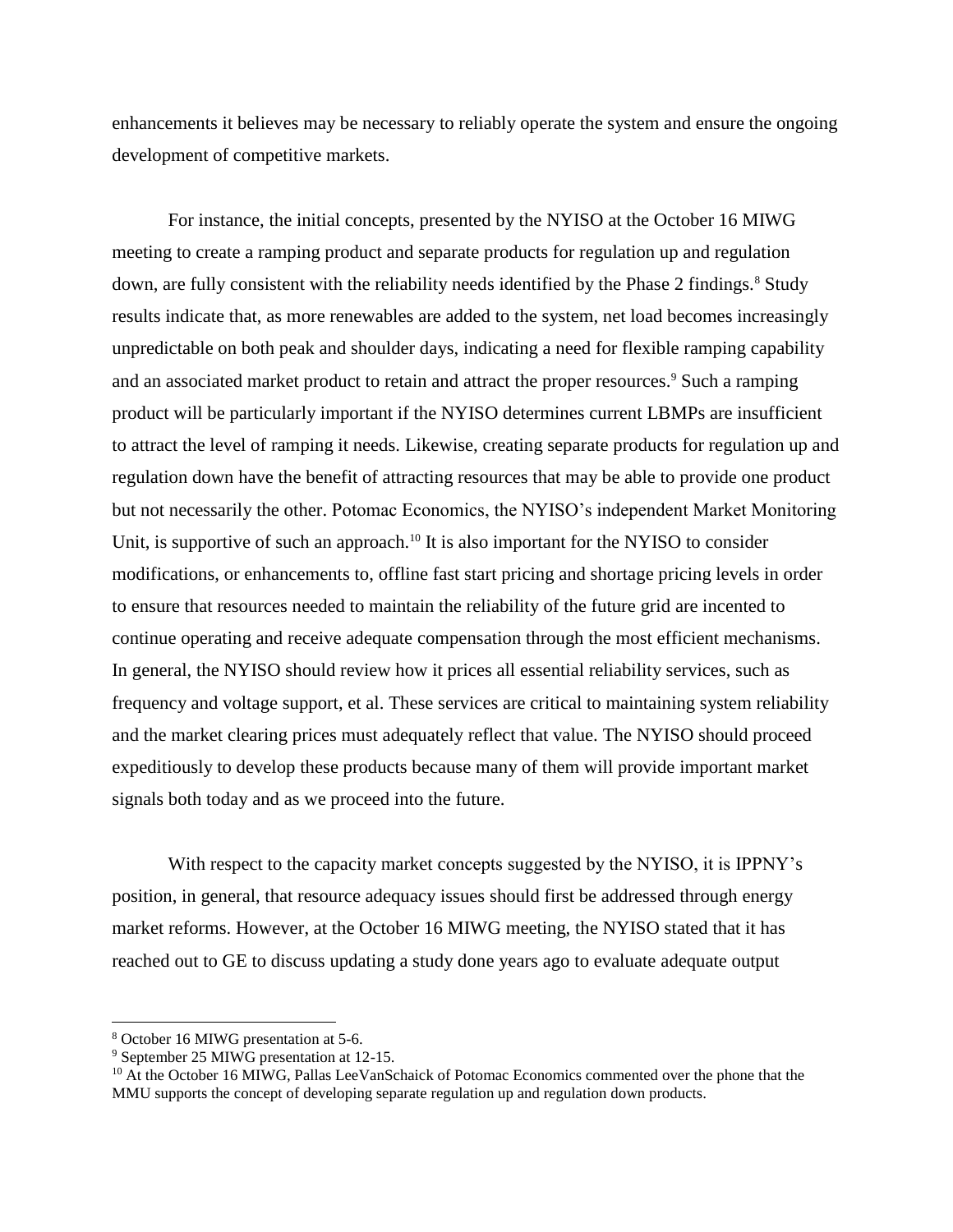enhancements it believes may be necessary to reliably operate the system and ensure the ongoing development of competitive markets.

For instance, the initial concepts, presented by the NYISO at the October 16 MIWG meeting to create a ramping product and separate products for regulation up and regulation down, are fully consistent with the reliability needs identified by the Phase 2 findings.[8] Study results indicate that, as more renewables are added to the system, net load becomes increasingly unpredictable on both peak and shoulder days, indicating a need for flexible ramping capability and an associated market product to retain and attract the proper resources.[9] Such a ramping product will be particularly important if the NYISO determines current LBMPs are insufficient to attract the level of ramping it needs. Likewise, creating separate products for regulation up and regulation down have the benefit of attracting resources that may be able to provide one product but not necessarily the other. Potomac Economics, the NYISO's independent Market Monitoring Unit, is supportive of such an approach.[10] It is also important for the NYISO to consider modifications, or enhancements to, offline fast start pricing and shortage pricing levels in order to ensure that resources needed to maintain the reliability of the future grid are incented to continue operating and receive adequate compensation through the most efficient mechanisms. In general, the NYISO should review how it prices all essential reliability services, such as frequency and voltage support, et al. These services are critical to maintaining system reliability and the market clearing prices must adequately reflect that value. The NYISO should proceed expeditiously to develop these products because many of them will provide important market signals both today and as we proceed into the future.

With respect to the capacity market concepts suggested by the NYISO, it is IPPNY's position, in general, that resource adequacy issues should first be addressed through energy market reforms. However, at the October 16 MIWG meeting, the NYISO stated that it has reached out to GE to discuss updating a study done years ago to evaluate adequate output

---

[8] October 16 MIWG presentation at 5-6.

[9] September 25 MIWG presentation at 12-15.

[10] At the October 16 MIWG, Pallas LeeVanSchaick of Potomac Economics commented over the phone that the MMU supports the concept of developing separate regulation up and regulation down products.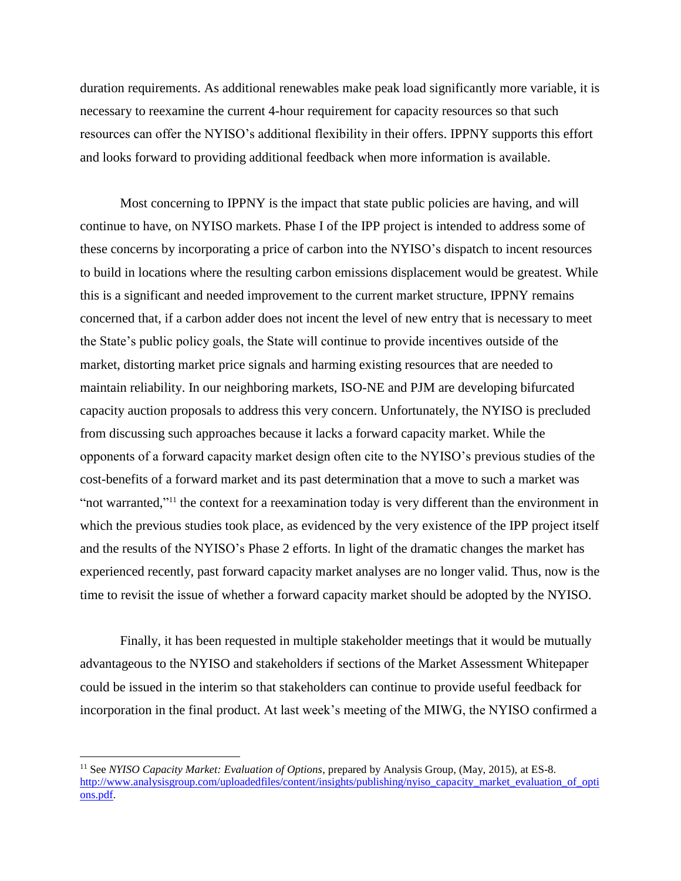duration requirements. As additional renewables make peak load significantly more variable, it is necessary to reexamine the current 4-hour requirement for capacity resources so that such resources can offer the NYISO's additional flexibility in their offers. IPPNY supports this effort and looks forward to providing additional feedback when more information is available.

Most concerning to IPPNY is the impact that state public policies are having, and will continue to have, on NYISO markets. Phase I of the IPP project is intended to address some of these concerns by incorporating a price of carbon into the NYISO's dispatch to incent resources to build in locations where the resulting carbon emissions displacement would be greatest. While this is a significant and needed improvement to the current market structure, IPPNY remains concerned that, if a carbon adder does not incent the level of new entry that is necessary to meet the State's public policy goals, the State will continue to provide incentives outside of the market, distorting market price signals and harming existing resources that are needed to maintain reliability. In our neighboring markets, ISO-NE and PJM are developing bifurcated capacity auction proposals to address this very concern. Unfortunately, the NYISO is precluded from discussing such approaches because it lacks a forward capacity market. While the opponents of a forward capacity market design often cite to the NYISO's previous studies of the cost-benefits of a forward market and its past determination that a move to such a market was "not warranted,"[11] the context for a reexamination today is very different than the environment in which the previous studies took place, as evidenced by the very existence of the IPP project itself and the results of the NYISO's Phase 2 efforts. In light of the dramatic changes the market has experienced recently, past forward capacity market analyses are no longer valid. Thus, now is the time to revisit the issue of whether a forward capacity market should be adopted by the NYISO.

Finally, it has been requested in multiple stakeholder meetings that it would be mutually advantageous to the NYISO and stakeholders if sections of the Market Assessment Whitepaper could be issued in the interim so that stakeholders can continue to provide useful feedback for incorporation in the final product. At last week's meeting of the MIWG, the NYISO confirmed a

---

[11] See *NYISO Capacity Market: Evaluation of Options*, prepared by Analysis Group, (May, 2015), at ES-8. http://www.analysisgroup.com/uploadedfiles/content/insights/publishing/nyiso_capacity_market_evaluation_of_options.pdf.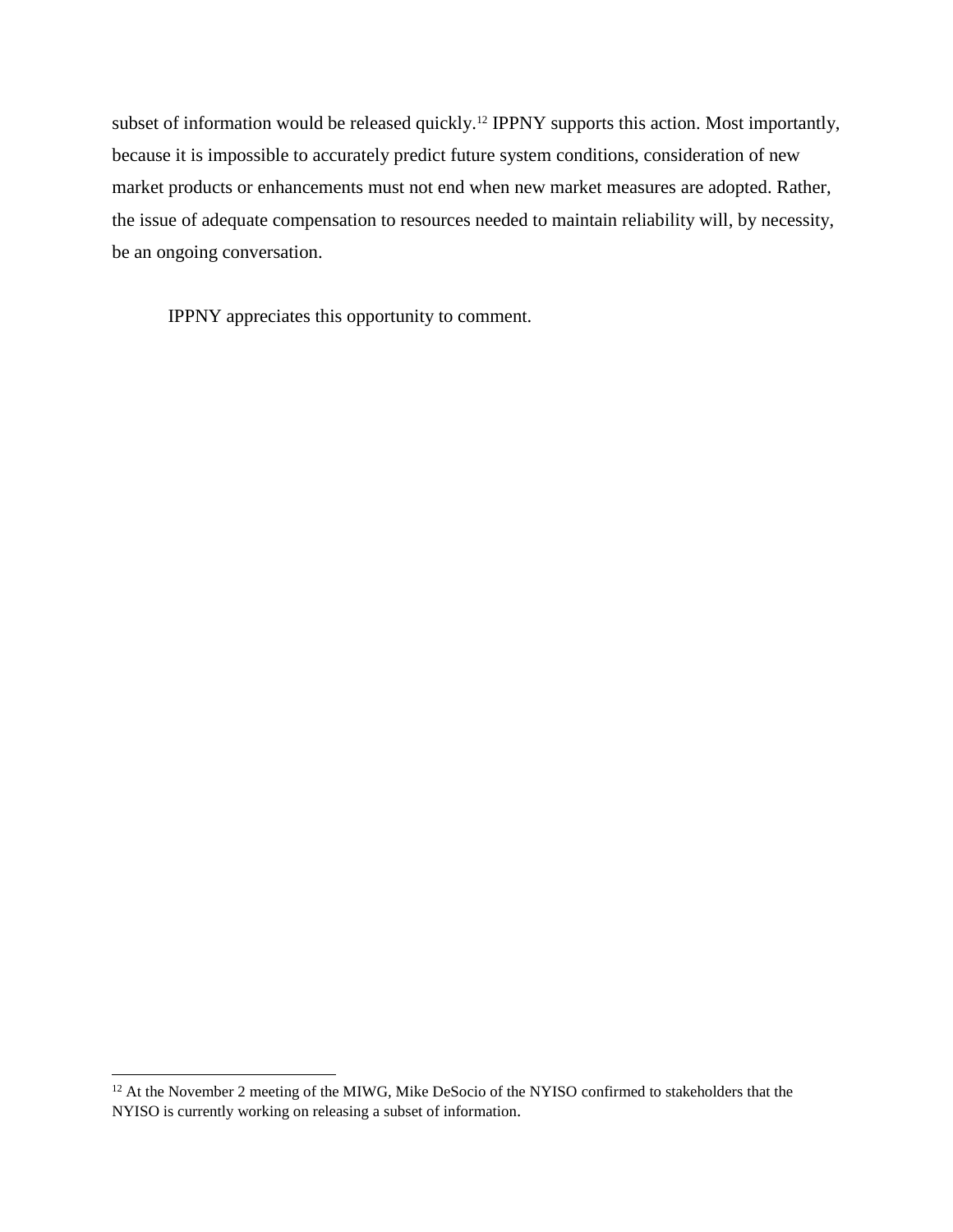subset of information would be released quickly.[12] IPPNY supports this action. Most importantly, because it is impossible to accurately predict future system conditions, consideration of new market products or enhancements must not end when new market measures are adopted. Rather, the issue of adequate compensation to resources needed to maintain reliability will, by necessity, be an ongoing conversation.

IPPNY appreciates this opportunity to comment.

[12] At the November 2 meeting of the MIWG, Mike DeSocio of the NYISO confirmed to stakeholders that the NYISO is currently working on releasing a subset of information.